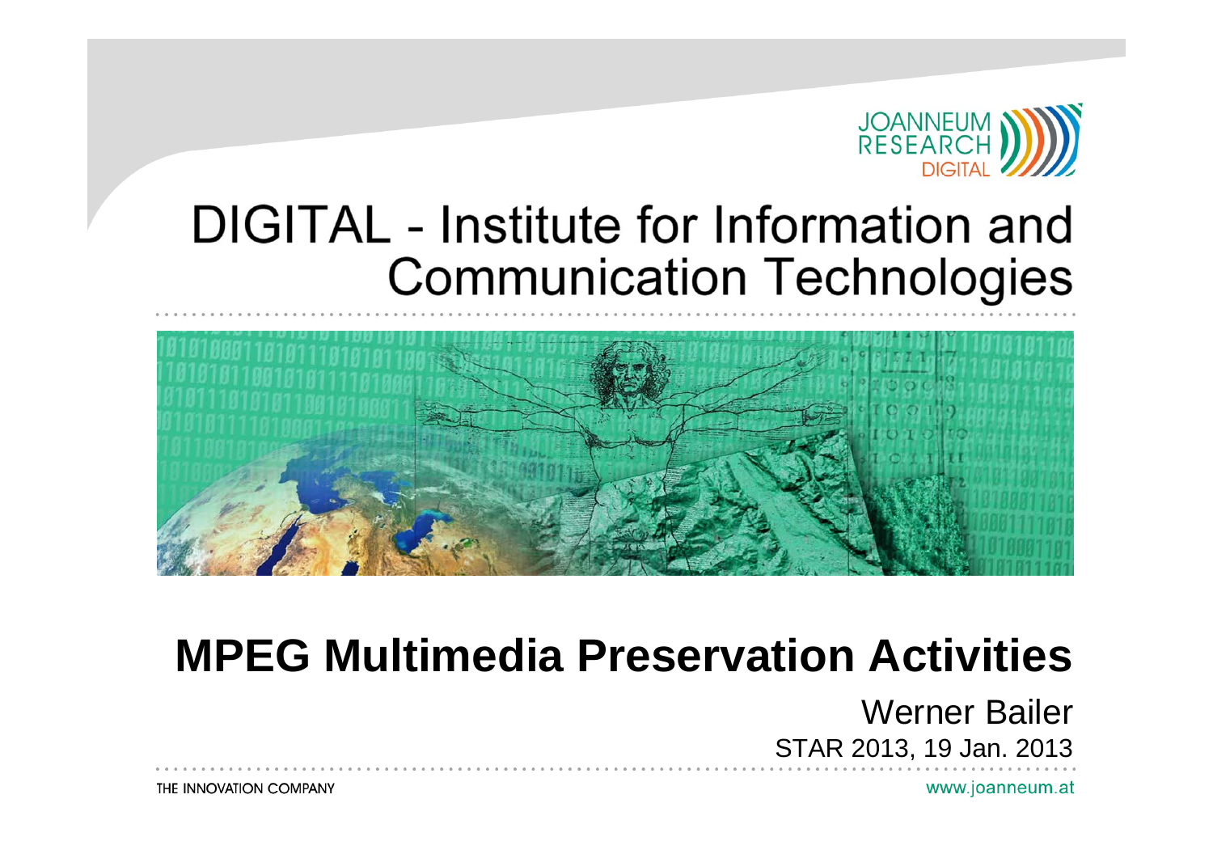JOANNEUM RESEARCH DIGITAL

# DIGITAL - Institute for Information and Communication Technologies

# MPEG Multimedia Preservation Activities

Werner Bailer

STAR 2013, 19 Jan. 2013

THE INNOVATION COMPANY

www.joanneum.at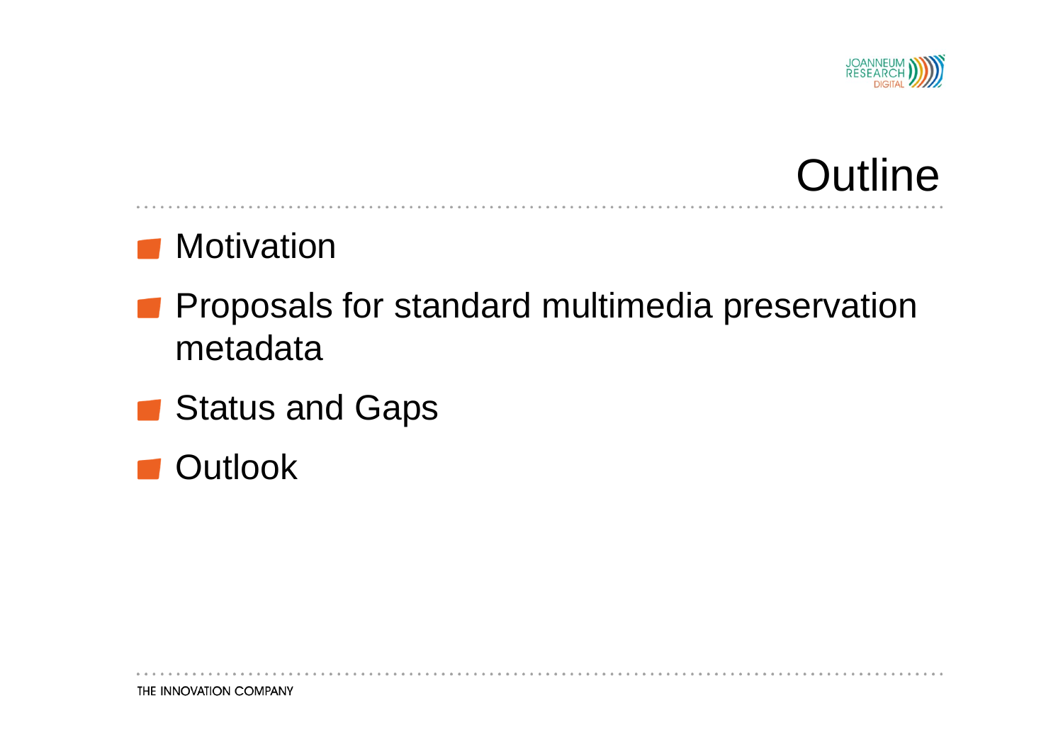# Outline

- Motivation
- Proposals for standard multimedia preservation metadata
- Status and Gaps
- Outlook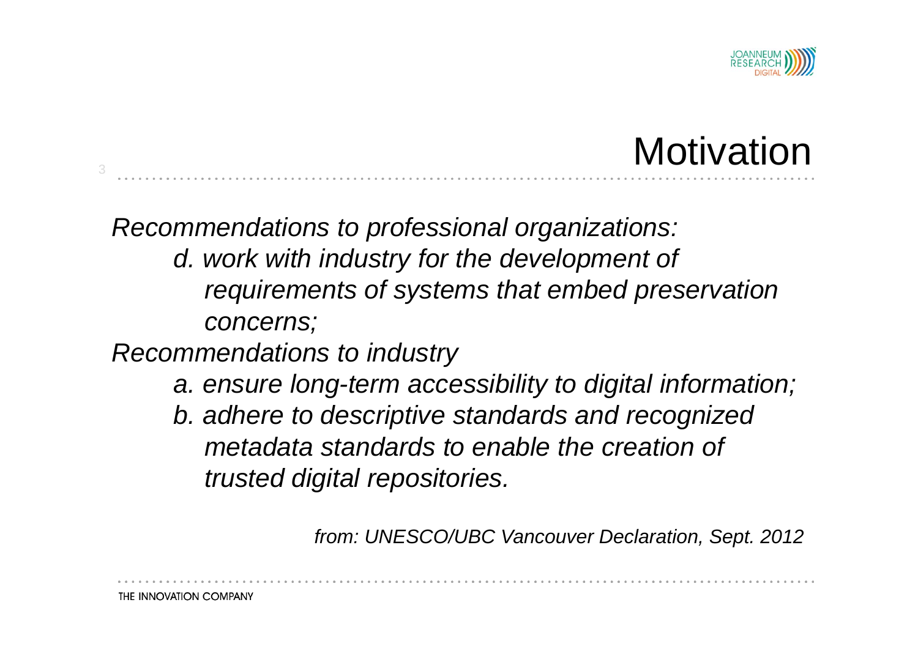# Motivation

*Recommendations to professional organizations:*

- *d. work with industry for the development of requirements of systems that embed preservation concerns;*

*Recommendations to industry*

- *a. ensure long-term accessibility to digital information;*
- *b. adhere to descriptive standards and recognized metadata standards to enable the creation of trusted digital repositories.*

*from: UNESCO/UBC Vancouver Declaration, Sept. 2012*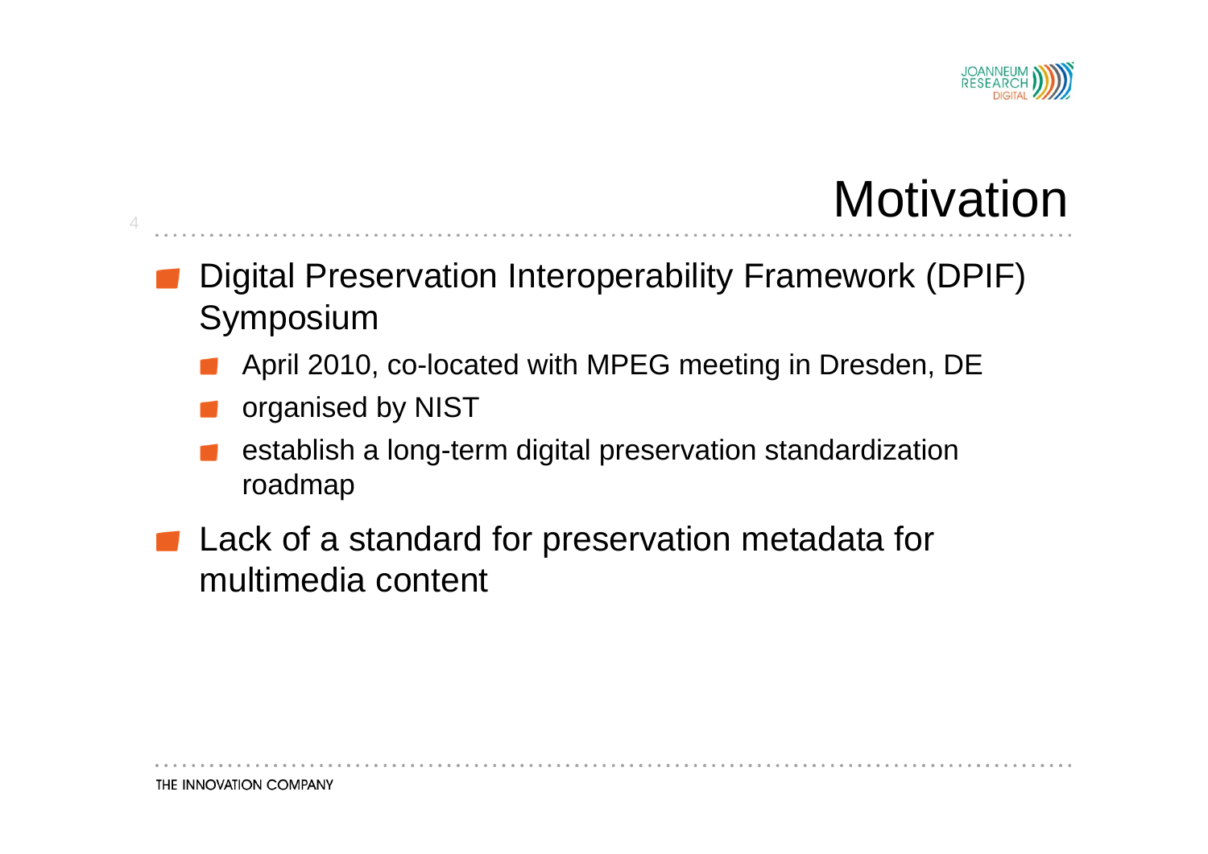# Motivation

- Digital Preservation Interoperability Framework (DPIF) Symposium
  - April 2010, co-located with MPEG meeting in Dresden, DE
  - organised by NIST
  - establish a long-term digital preservation standardization roadmap
- Lack of a standard for preservation metadata for multimedia content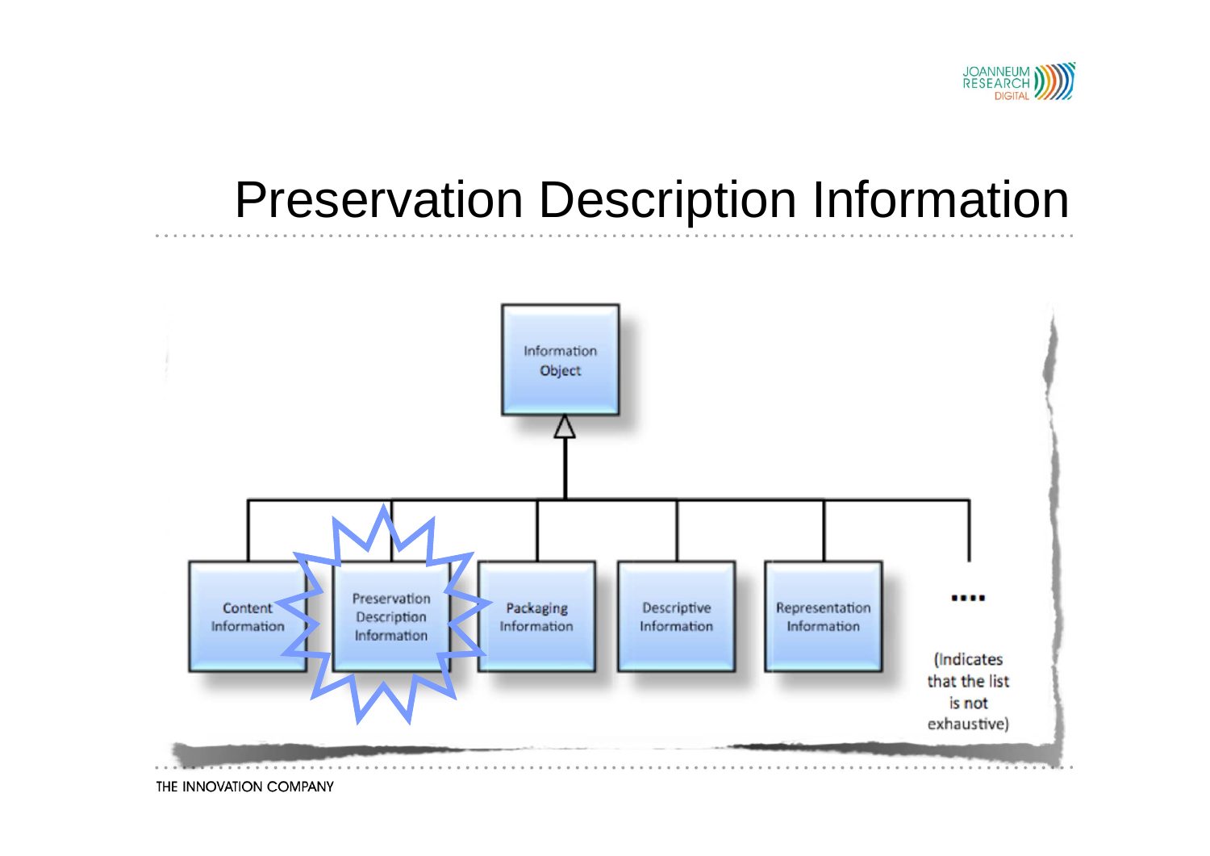# Preservation Description Information

Information Object

Content Information

Preservation Description Information

Packaging Information

Descriptive Information

Representation Information

....

(Indicates that the list is not exhaustive)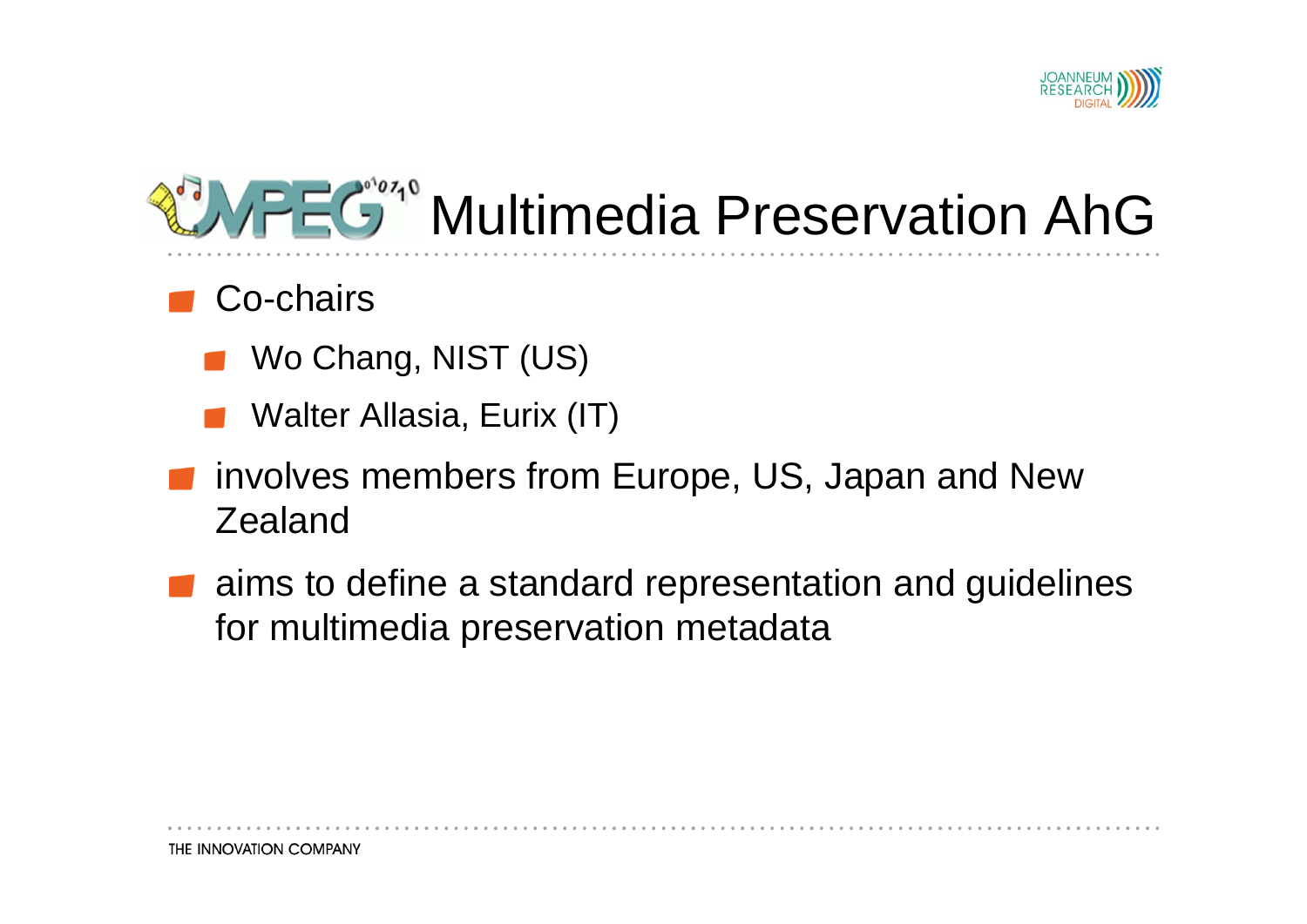# MPEG Multimedia Preservation AhG

- Co-chairs
  - Wo Chang, NIST (US)
  - Walter Allasia, Eurix (IT)
- involves members from Europe, US, Japan and New Zealand
- aims to define a standard representation and guidelines for multimedia preservation metadata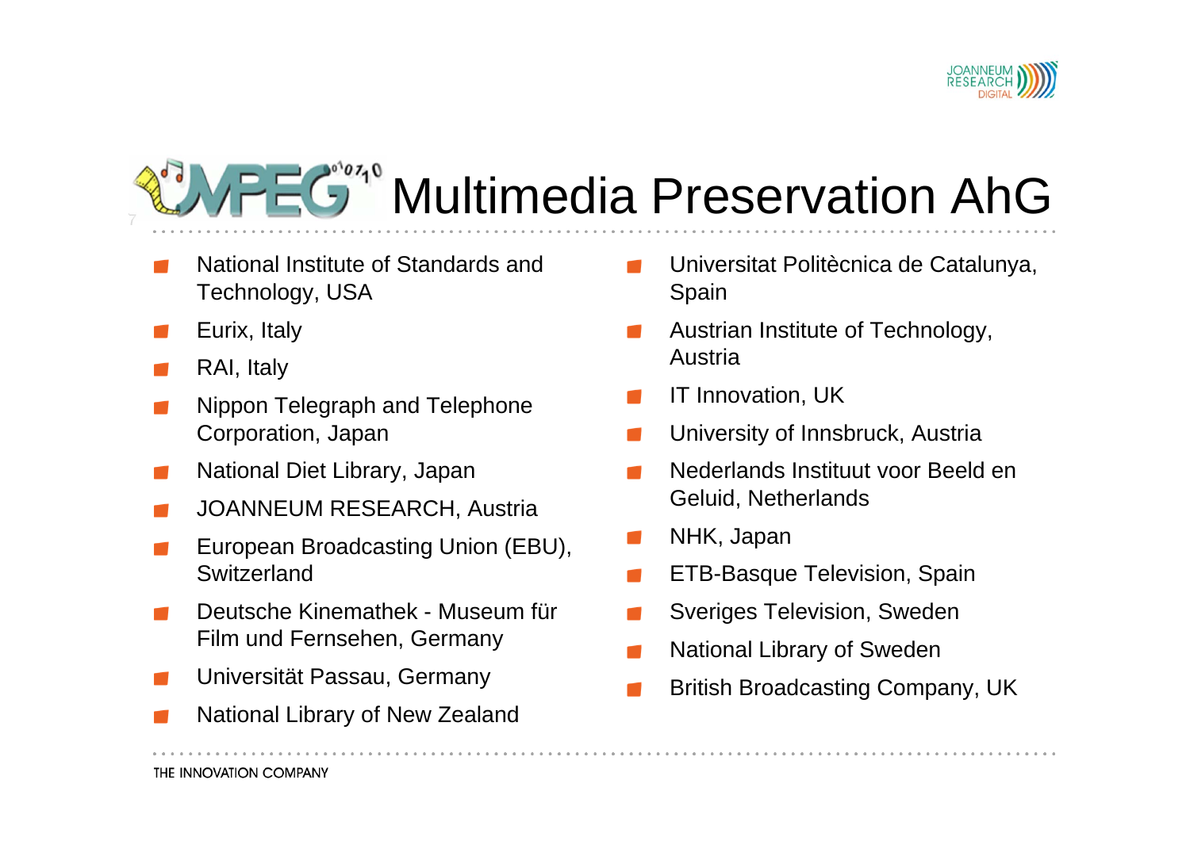# MPEG Multimedia Preservation AhG

- National Institute of Standards and Technology, USA
- Eurix, Italy
- RAI, Italy
- Nippon Telegraph and Telephone Corporation, Japan
- National Diet Library, Japan
- JOANNEUM RESEARCH, Austria
- European Broadcasting Union (EBU), Switzerland
- Deutsche Kinemathek - Museum für Film und Fernsehen, Germany
- Universität Passau, Germany
- National Library of New Zealand
- Universitat Politècnica de Catalunya, Spain
- Austrian Institute of Technology, Austria
- IT Innovation, UK
- University of Innsbruck, Austria
- Nederlands Instituut voor Beeld en Geluid, Netherlands
- NHK, Japan
- ETB-Basque Television, Spain
- Sveriges Television, Sweden
- National Library of Sweden
- British Broadcasting Company, UK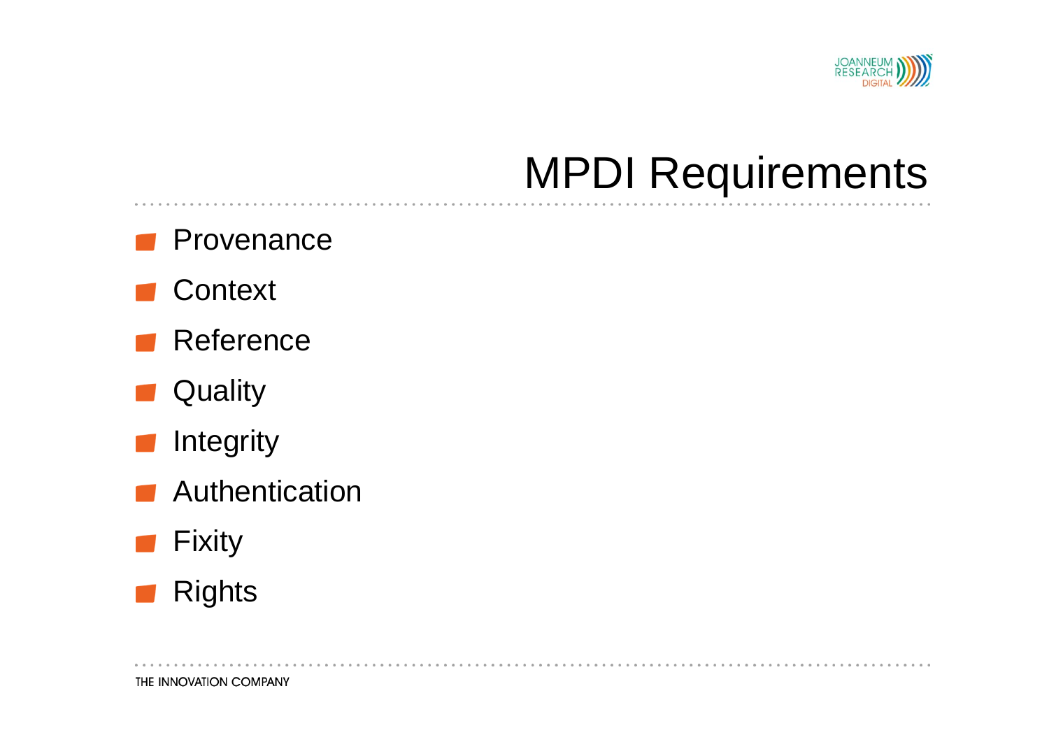# MPDI Requirements

- Provenance
- Context
- Reference
- Quality
- Integrity
- Authentication
- Fixity
- Rights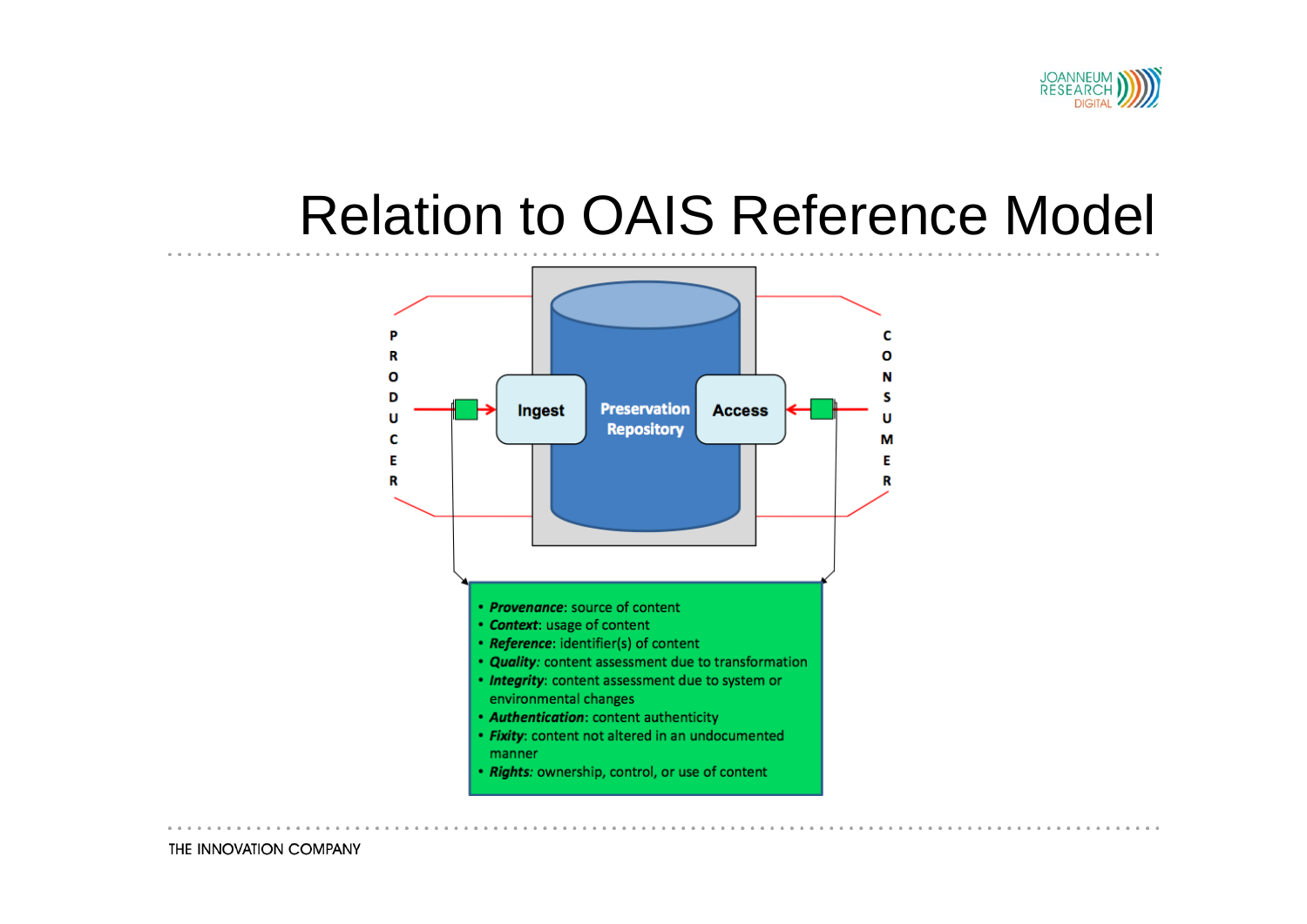# Relation to OAIS Reference Model

PRODUCER

Ingest

Preservation Repository

Access

CONSUMER

- ***Provenance***: source of content
- ***Context***: usage of content
- ***Reference***: identifier(s) of content
- ***Quality:*** content assessment due to transformation
- ***Integrity***: content assessment due to system or environmental changes
- ***Authentication***: content authenticity
- ***Fixity***: content not altered in an undocumented manner
- ***Rights:*** ownership, control, or use of content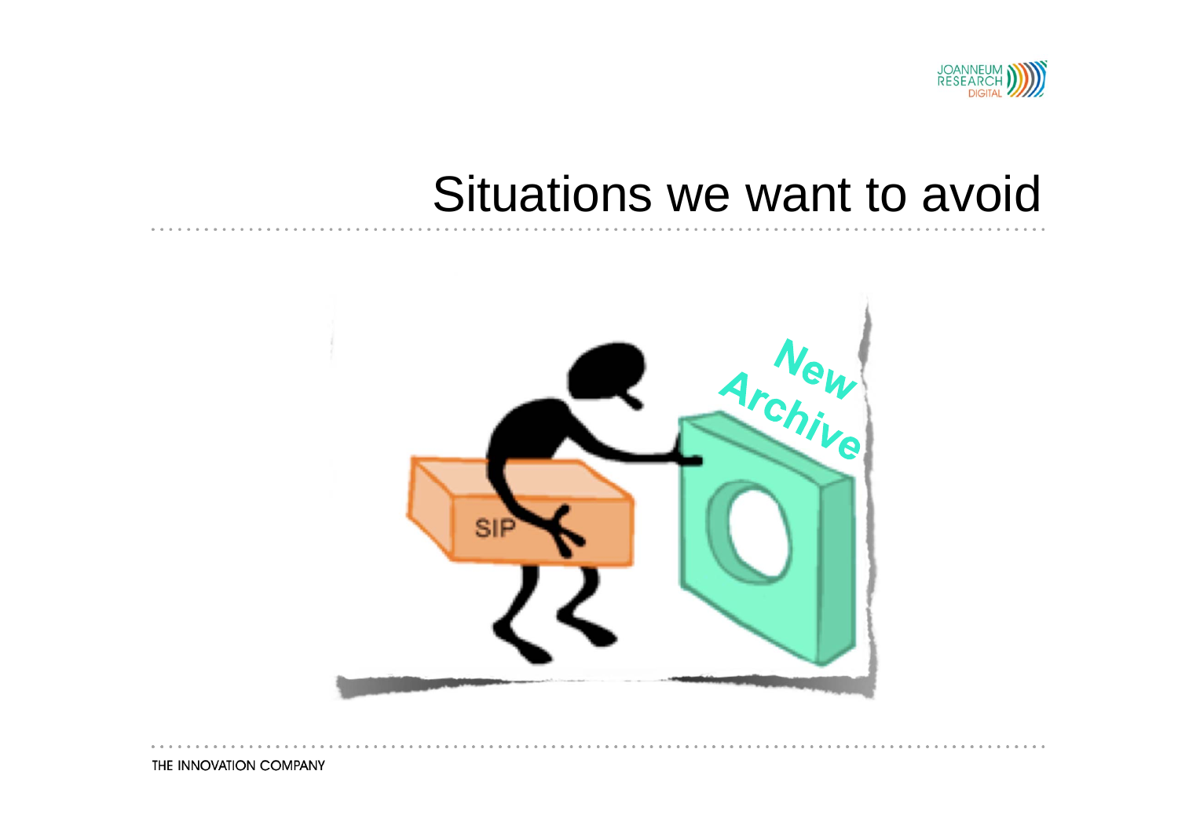# Situations we want to avoid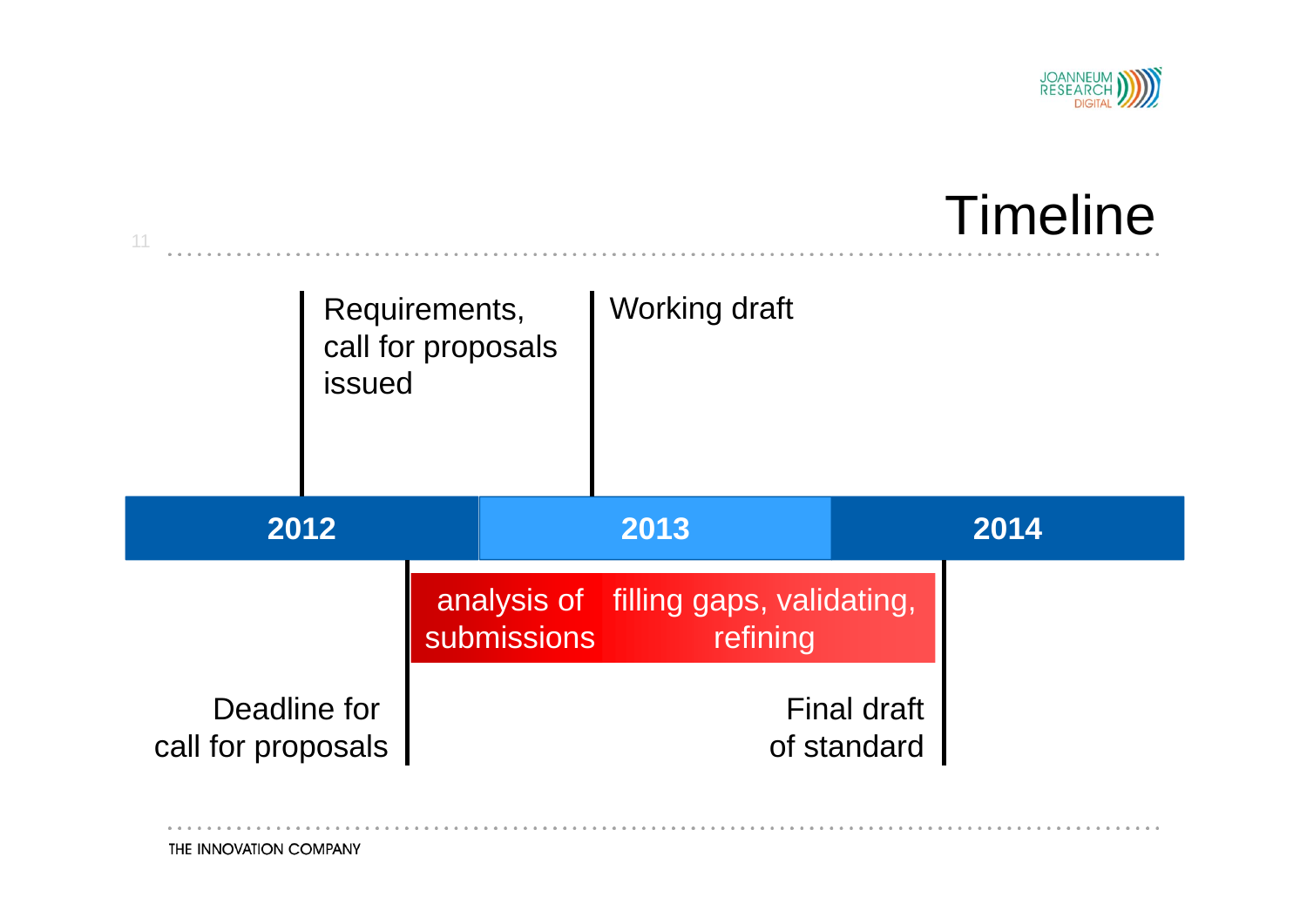# Timeline

Requirements, call for proposals issued

Working draft

2012 | 2013 | 2014

analysis of submissions

filling gaps, validating, refining

Deadline for call for proposals

Final draft of standard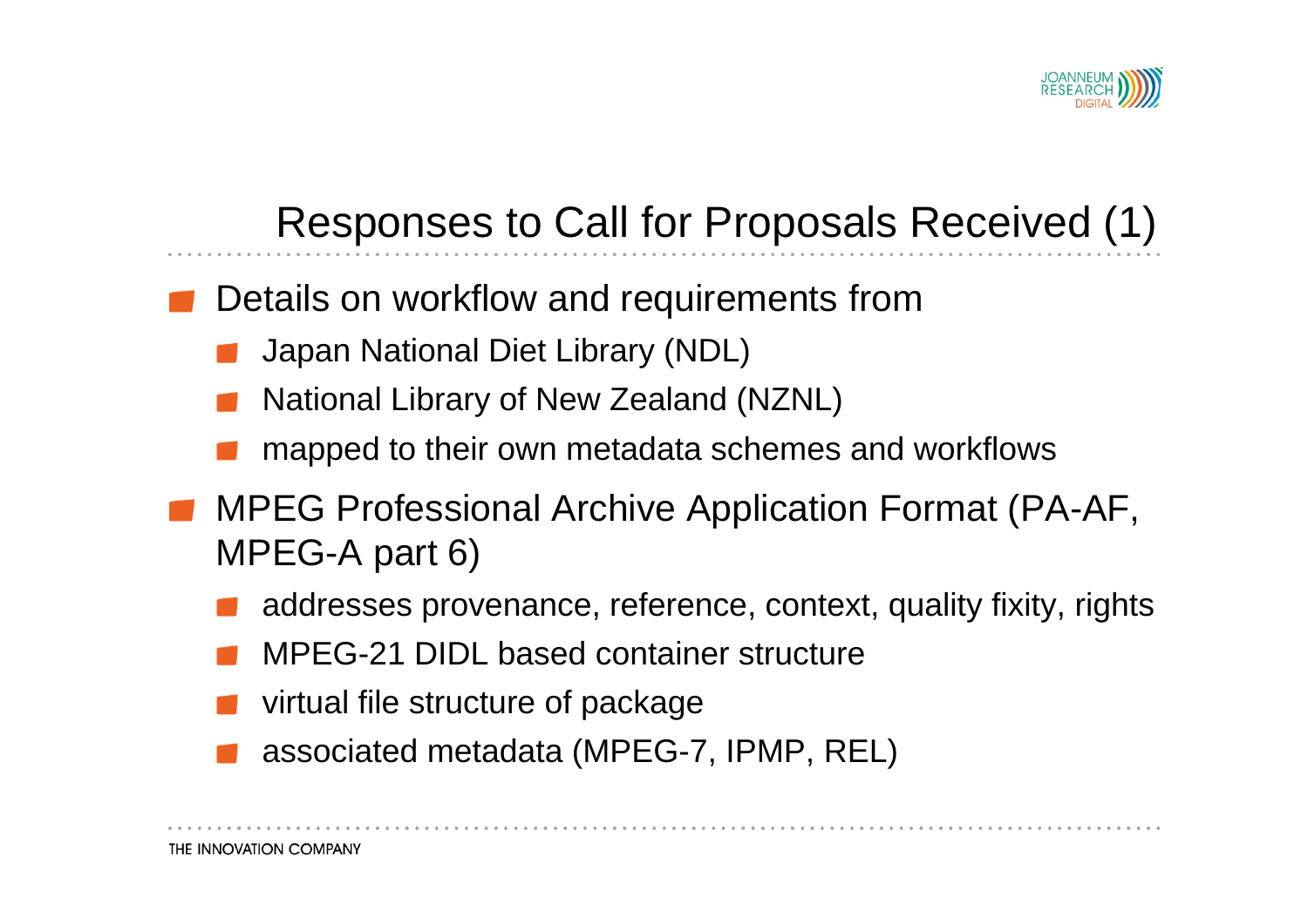# Responses to Call for Proposals Received (1)

- Details on workflow and requirements from
  - Japan National Diet Library (NDL)
  - National Library of New Zealand (NZNL)
  - mapped to their own metadata schemes and workflows
- MPEG Professional Archive Application Format (PA-AF, MPEG-A part 6)
  - addresses provenance, reference, context, quality fixity, rights
  - MPEG-21 DIDL based container structure
  - virtual file structure of package
  - associated metadata (MPEG-7, IPMP, REL)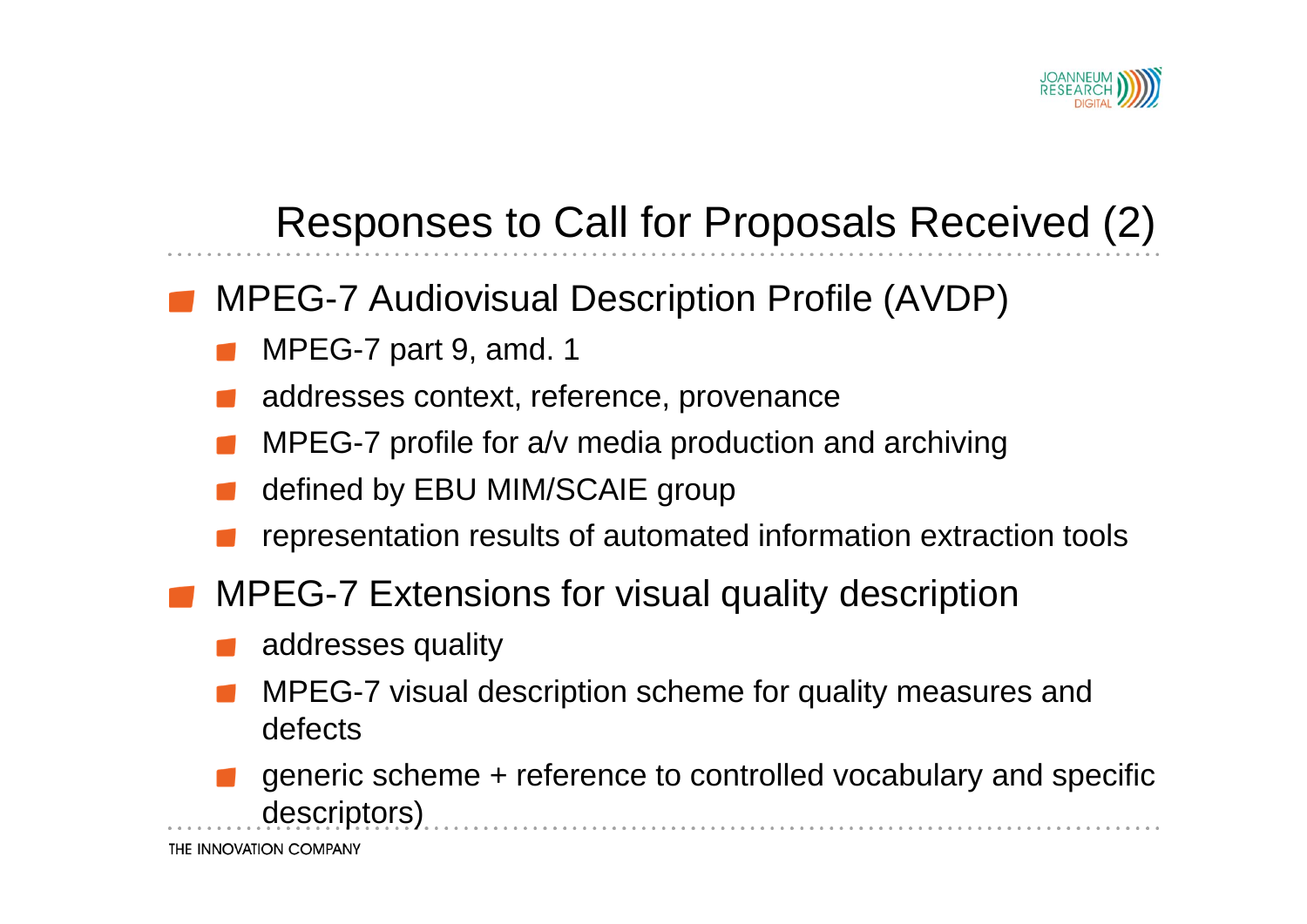# Responses to Call for Proposals Received (2)

- MPEG-7 Audiovisual Description Profile (AVDP)
  - MPEG-7 part 9, amd. 1
  - addresses context, reference, provenance
  - MPEG-7 profile for a/v media production and archiving
  - defined by EBU MIM/SCAIE group
  - representation results of automated information extraction tools
- MPEG-7 Extensions for visual quality description
  - addresses quality
  - MPEG-7 visual description scheme for quality measures and defects
  - generic scheme + reference to controlled vocabulary and specific descriptors)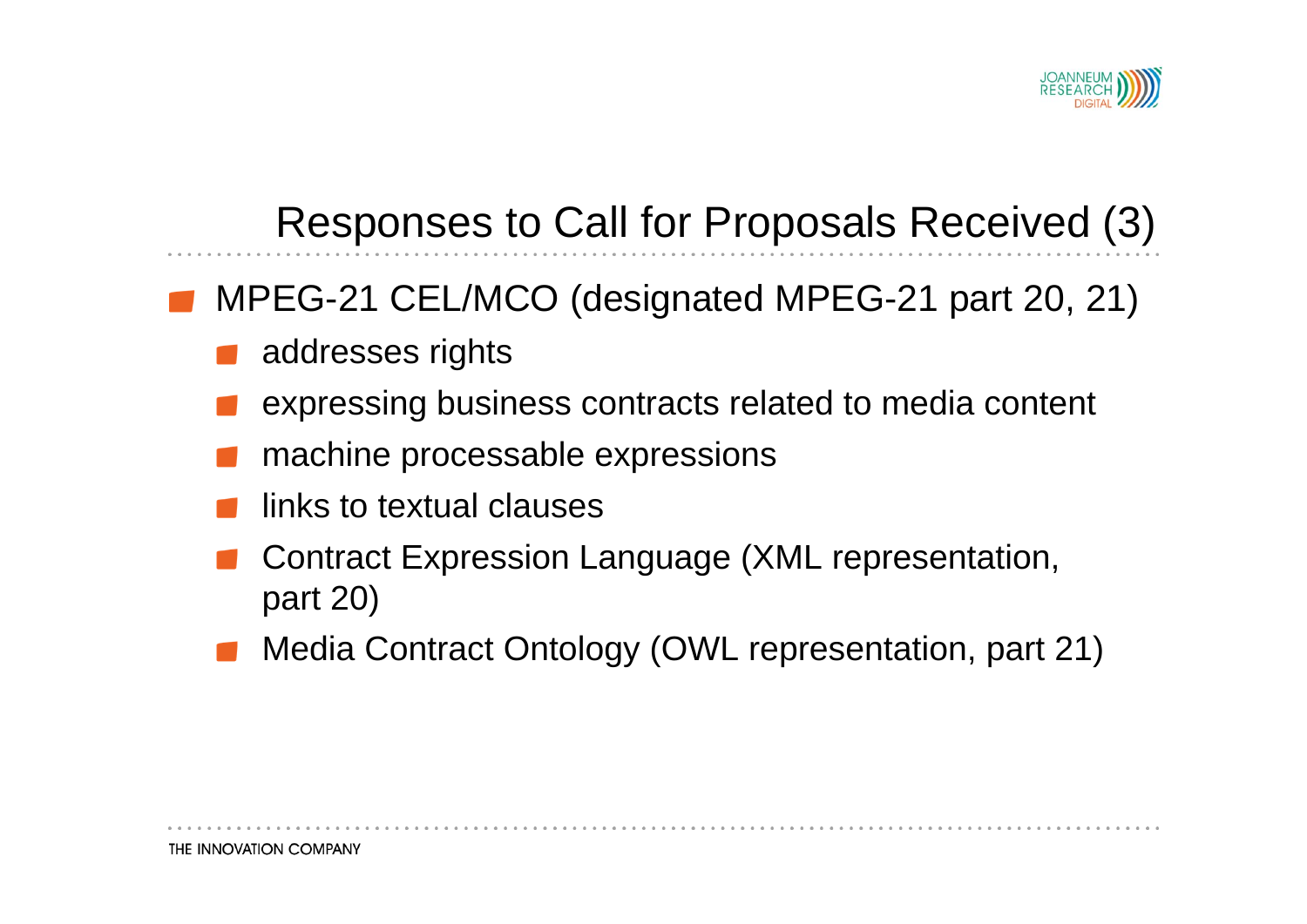# Responses to Call for Proposals Received (3)

- MPEG-21 CEL/MCO (designated MPEG-21 part 20, 21)
  - addresses rights
  - expressing business contracts related to media content
  - machine processable expressions
  - links to textual clauses
  - Contract Expression Language (XML representation, part 20)
  - Media Contract Ontology (OWL representation, part 21)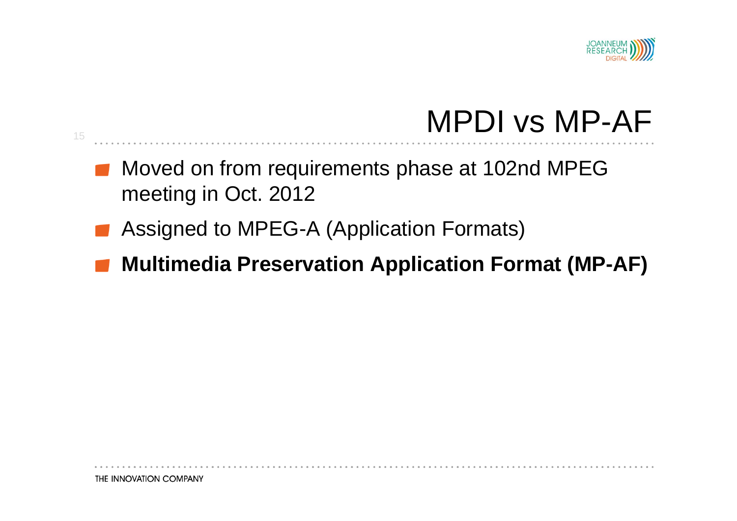# MPDI vs MP-AF

- Moved on from requirements phase at 102nd MPEG meeting in Oct. 2012
- Assigned to MPEG-A (Application Formats)
- **Multimedia Preservation Application Format (MP-AF)**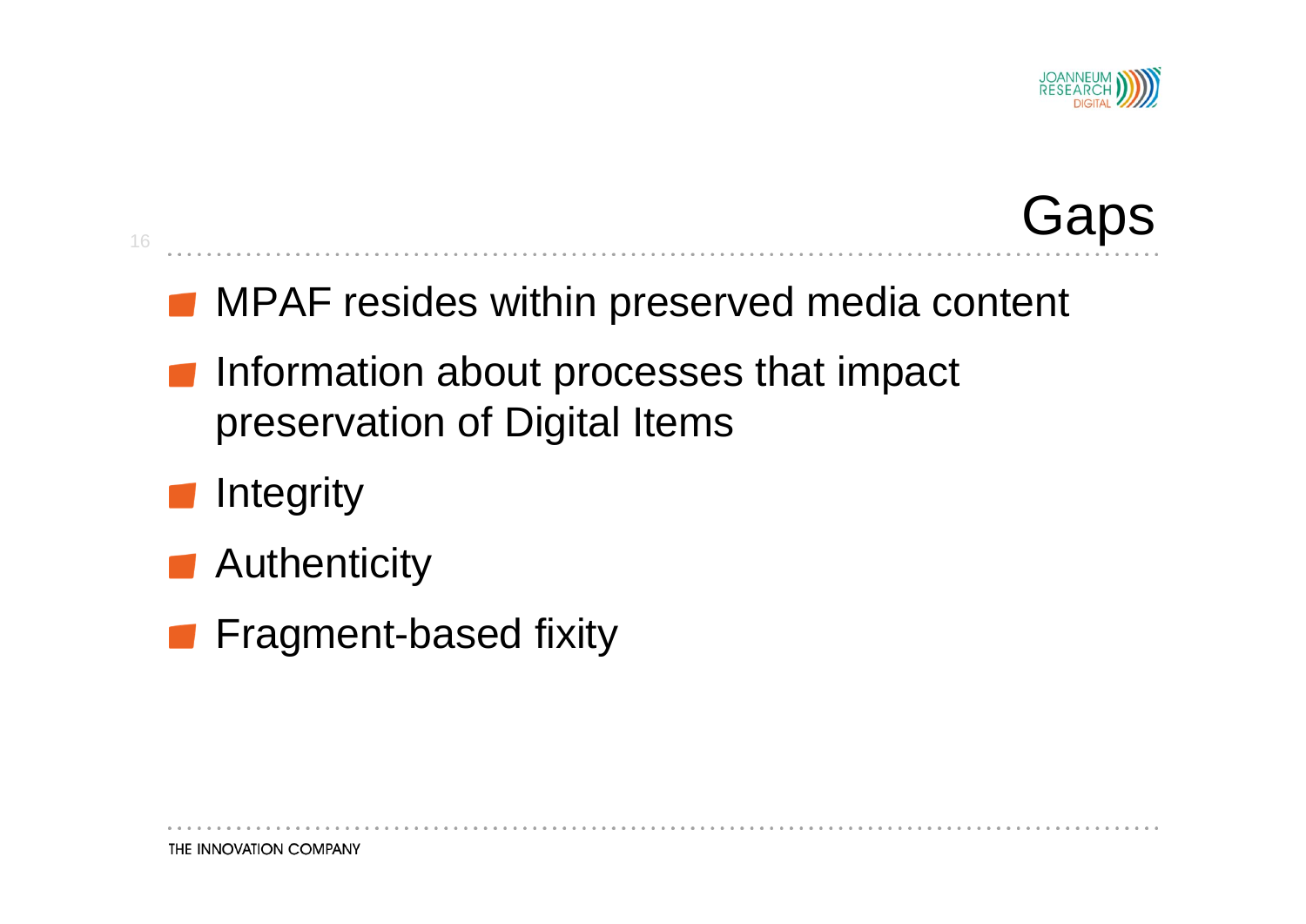# Gaps

- MPAF resides within preserved media content
- Information about processes that impact preservation of Digital Items
- Integrity
- Authenticity
- Fragment-based fixity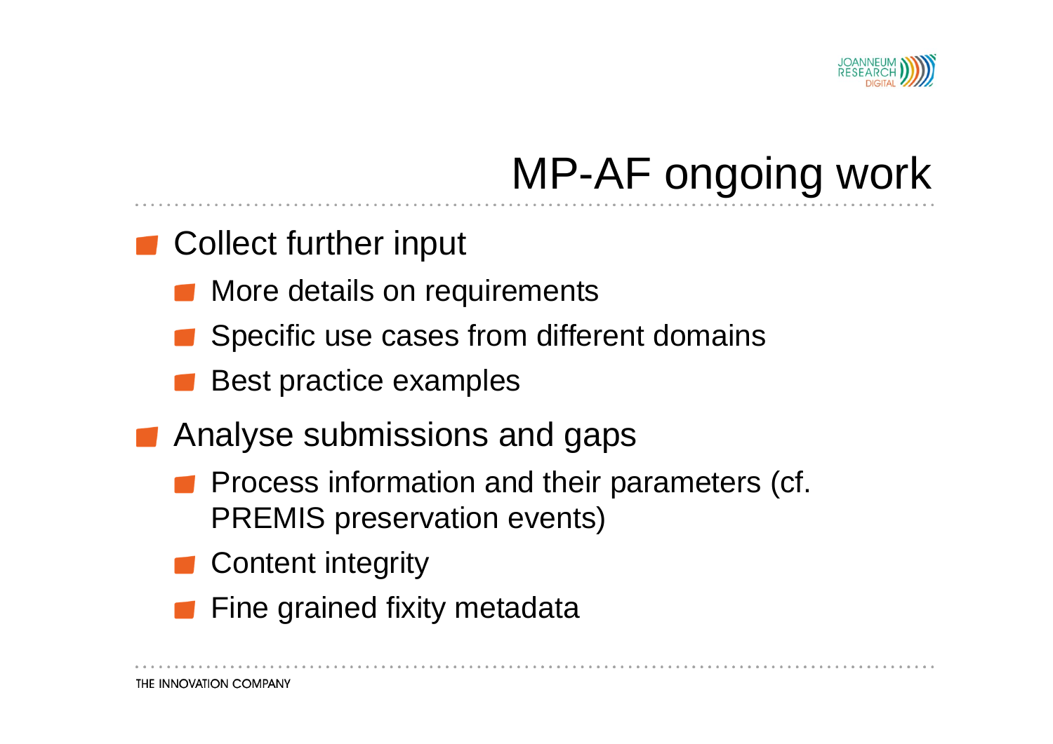# MP-AF ongoing work

- Collect further input
  - More details on requirements
  - Specific use cases from different domains
  - Best practice examples
- Analyse submissions and gaps
  - Process information and their parameters (cf. PREMIS preservation events)
  - Content integrity
  - Fine grained fixity metadata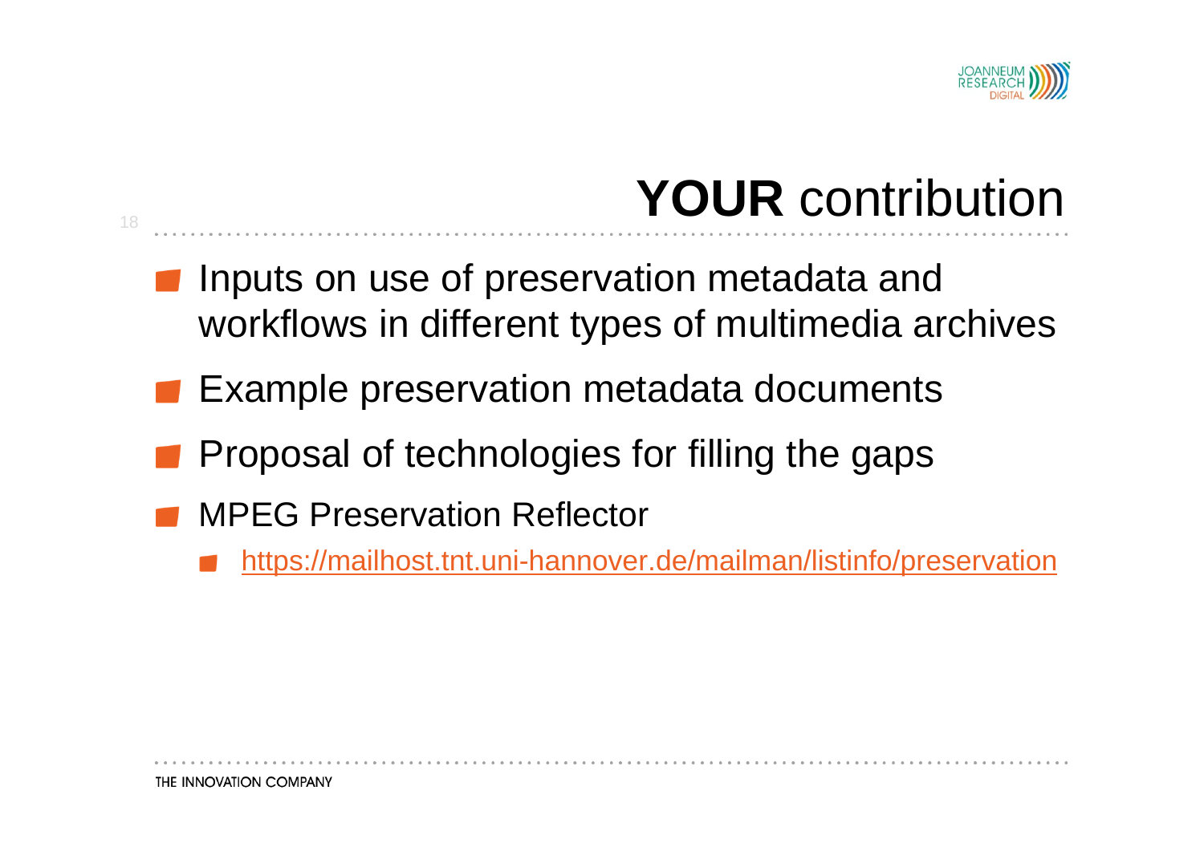# **YOUR** contribution

- Inputs on use of preservation metadata and workflows in different types of multimedia archives
- Example preservation metadata documents
- Proposal of technologies for filling the gaps
- MPEG Preservation Reflector
  - https://mailhost.tnt.uni-hannover.de/mailman/listinfo/preservation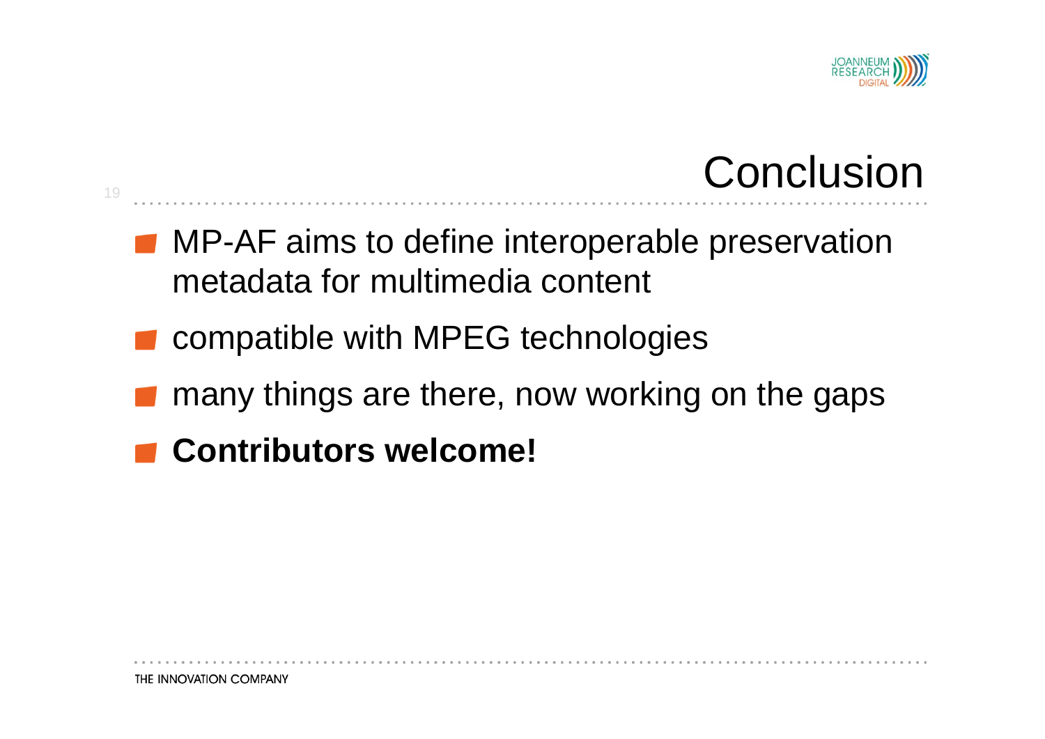# Conclusion

- MP-AF aims to define interoperable preservation metadata for multimedia content
- compatible with MPEG technologies
- many things are there, now working on the gaps
- **Contributors welcome!**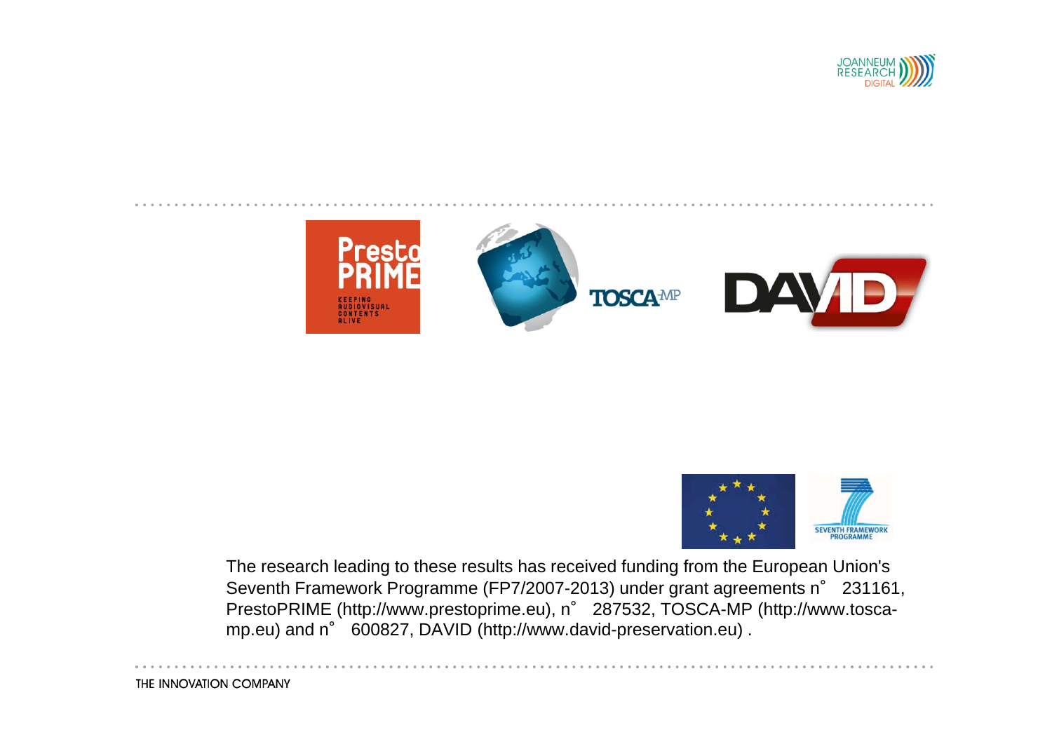The research leading to these results has received funding from the European Union's Seventh Framework Programme (FP7/2007-2013) under grant agreements n° 231161, PrestoPRIME (http://www.prestoprime.eu), n° 287532, TOSCA-MP (http://www.tosca-mp.eu) and n° 600827, DAVID (http://www.david-preservation.eu) .